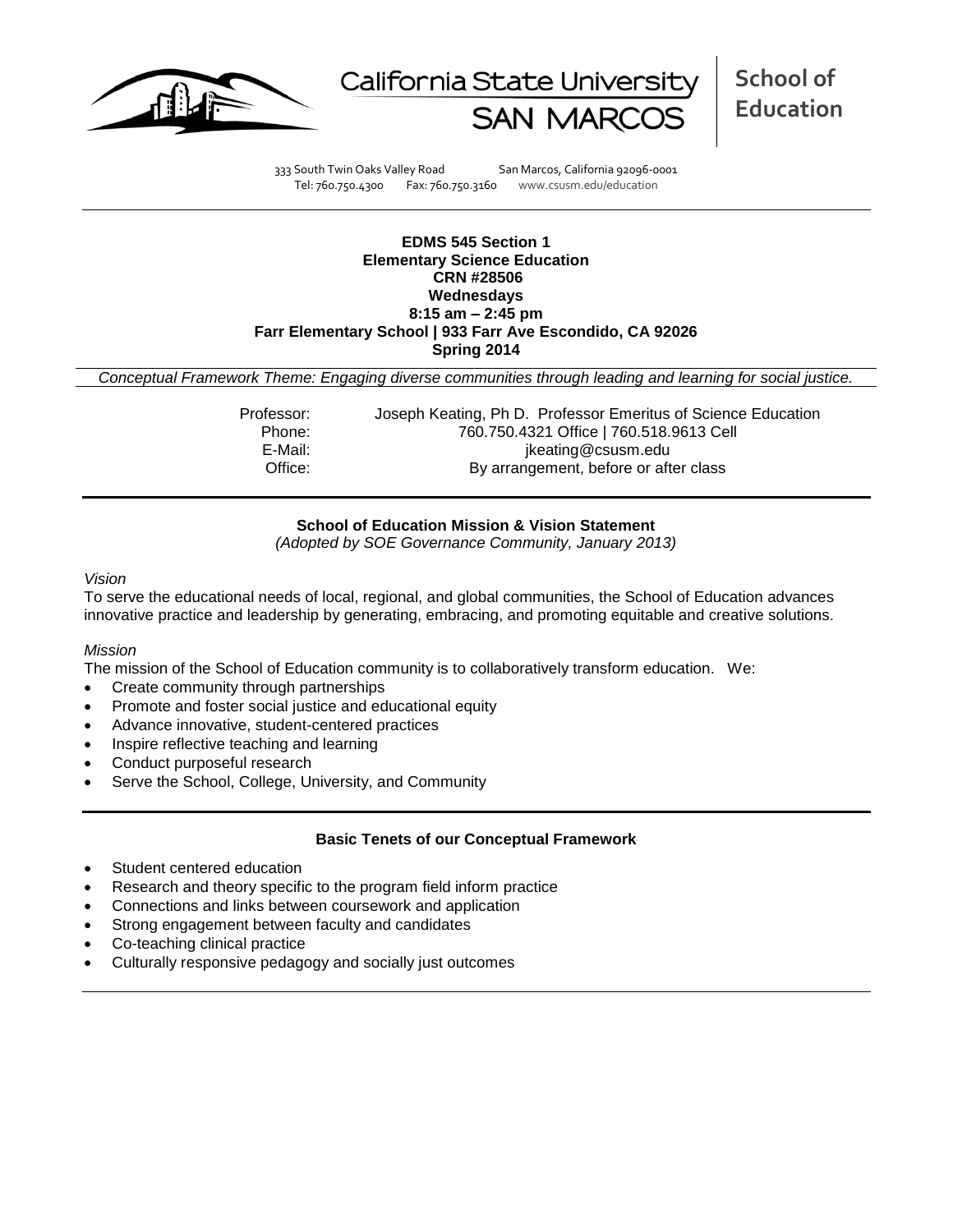California State University SAN MARCOS | **School of Education**

333 South Twin Oaks Valley Road San Marcos, California 92096-0001
Tel: 760.750.4300 Fax: 760.750.3160 www.csusm.edu/education

---

**EDMS 545 Section 1**
**Elementary Science Education**
**CRN #28506**
**Wednesdays**
**8:15 am – 2:45 pm**
**Farr Elementary School | 933 Farr Ave Escondido, CA 92026**
**Spring 2014**

*Conceptual Framework Theme: Engaging diverse communities through leading and learning for social justice.*

Professor: Joseph Keating, Ph D. Professor Emeritus of Science Education
Phone: 760.750.4321 Office | 760.518.9613 Cell
E-Mail: jkeating@csusm.edu
Office: By arrangement, before or after class

---

## School of Education Mission & Vision Statement

*(Adopted by SOE Governance Community, January 2013)*

*Vision*

To serve the educational needs of local, regional, and global communities, the School of Education advances innovative practice and leadership by generating, embracing, and promoting equitable and creative solutions.

*Mission*

The mission of the School of Education community is to collaboratively transform education. We:

- Create community through partnerships
- Promote and foster social justice and educational equity
- Advance innovative, student-centered practices
- Inspire reflective teaching and learning
- Conduct purposeful research
- Serve the School, College, University, and Community

---

## Basic Tenets of our Conceptual Framework

- Student centered education
- Research and theory specific to the program field inform practice
- Connections and links between coursework and application
- Strong engagement between faculty and candidates
- Co-teaching clinical practice
- Culturally responsive pedagogy and socially just outcomes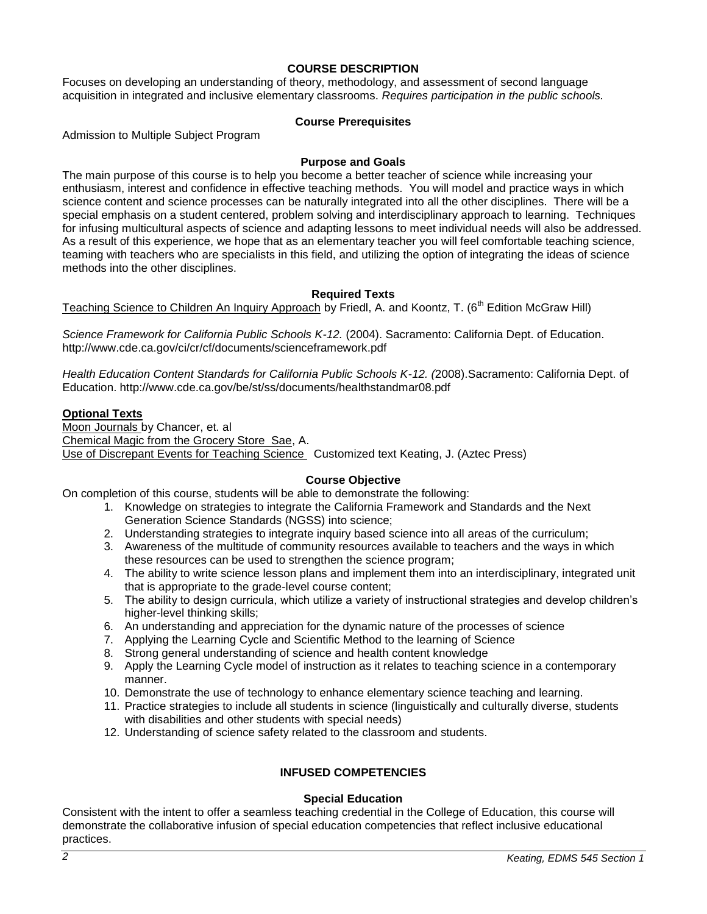## COURSE DESCRIPTION

Focuses on developing an understanding of theory, methodology, and assessment of second language acquisition in integrated and inclusive elementary classrooms. *Requires participation in the public schools.*

### Course Prerequisites

Admission to Multiple Subject Program

### Purpose and Goals

The main purpose of this course is to help you become a better teacher of science while increasing your enthusiasm, interest and confidence in effective teaching methods. You will model and practice ways in which science content and science processes can be naturally integrated into all the other disciplines. There will be a special emphasis on a student centered, problem solving and interdisciplinary approach to learning. Techniques for infusing multicultural aspects of science and adapting lessons to meet individual needs will also be addressed. As a result of this experience, we hope that as an elementary teacher you will feel comfortable teaching science, teaming with teachers who are specialists in this field, and utilizing the option of integrating the ideas of science methods into the other disciplines.

### Required Texts

Teaching Science to Children An Inquiry Approach by Friedl, A. and Koontz, T. (6th Edition McGraw Hill)

*Science Framework for California Public Schools K-12.* (2004). Sacramento: California Dept. of Education. http://www.cde.ca.gov/ci/cr/cf/documents/scienceframework.pdf

*Health Education Content Standards for California Public Schools K-12.* (2008).Sacramento: California Dept. of Education. http://www.cde.ca.gov/be/st/ss/documents/healthstandmar08.pdf

**Optional Texts**

Moon Journals by Chancer, et. al
Chemical Magic from the Grocery Store Sae, A.
Use of Discrepant Events for Teaching Science Customized text Keating, J. (Aztec Press)

### Course Objective

On completion of this course, students will be able to demonstrate the following:

1. Knowledge on strategies to integrate the California Framework and Standards and the Next Generation Science Standards (NGSS) into science;
2. Understanding strategies to integrate inquiry based science into all areas of the curriculum;
3. Awareness of the multitude of community resources available to teachers and the ways in which these resources can be used to strengthen the science program;
4. The ability to write science lesson plans and implement them into an interdisciplinary, integrated unit that is appropriate to the grade-level course content;
5. The ability to design curricula, which utilize a variety of instructional strategies and develop children's higher-level thinking skills;
6. An understanding and appreciation for the dynamic nature of the processes of science
7. Applying the Learning Cycle and Scientific Method to the learning of Science
8. Strong general understanding of science and health content knowledge
9. Apply the Learning Cycle model of instruction as it relates to teaching science in a contemporary manner.
10. Demonstrate the use of technology to enhance elementary science teaching and learning.
11. Practice strategies to include all students in science (linguistically and culturally diverse, students with disabilities and other students with special needs)
12. Understanding of science safety related to the classroom and students.

## INFUSED COMPETENCIES

### Special Education

Consistent with the intent to offer a seamless teaching credential in the College of Education, this course will demonstrate the collaborative infusion of special education competencies that reflect inclusive educational practices.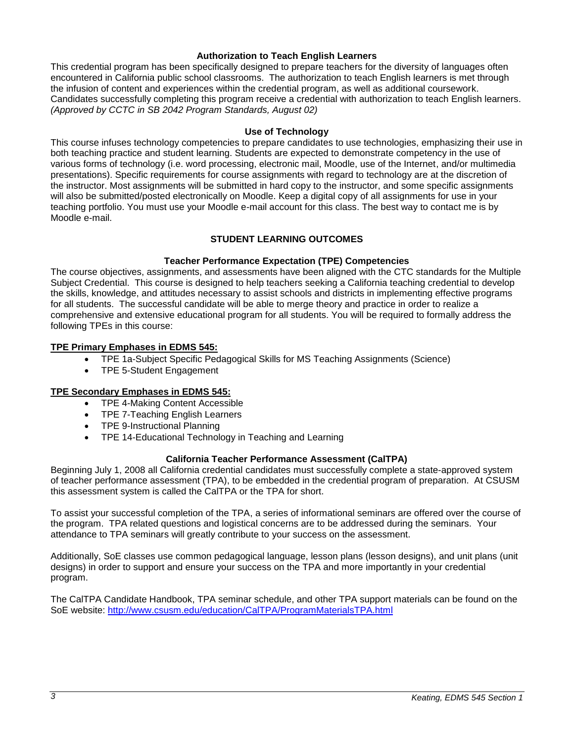### Authorization to Teach English Learners

This credential program has been specifically designed to prepare teachers for the diversity of languages often encountered in California public school classrooms. The authorization to teach English learners is met through the infusion of content and experiences within the credential program, as well as additional coursework. Candidates successfully completing this program receive a credential with authorization to teach English learners. *(Approved by CCTC in SB 2042 Program Standards, August 02)*

### Use of Technology

This course infuses technology competencies to prepare candidates to use technologies, emphasizing their use in both teaching practice and student learning. Students are expected to demonstrate competency in the use of various forms of technology (i.e. word processing, electronic mail, Moodle, use of the Internet, and/or multimedia presentations). Specific requirements for course assignments with regard to technology are at the discretion of the instructor. Most assignments will be submitted in hard copy to the instructor, and some specific assignments will also be submitted/posted electronically on Moodle. Keep a digital copy of all assignments for use in your teaching portfolio. You must use your Moodle e-mail account for this class. The best way to contact me is by Moodle e-mail.

## STUDENT LEARNING OUTCOMES

### Teacher Performance Expectation (TPE) Competencies

The course objectives, assignments, and assessments have been aligned with the CTC standards for the Multiple Subject Credential. This course is designed to help teachers seeking a California teaching credential to develop the skills, knowledge, and attitudes necessary to assist schools and districts in implementing effective programs for all students. The successful candidate will be able to merge theory and practice in order to realize a comprehensive and extensive educational program for all students. You will be required to formally address the following TPEs in this course:

**TPE Primary Emphases in EDMS 545:**

- TPE 1a-Subject Specific Pedagogical Skills for MS Teaching Assignments (Science)
- TPE 5-Student Engagement

**TPE Secondary Emphases in EDMS 545:**

- TPE 4-Making Content Accessible
- TPE 7-Teaching English Learners
- TPE 9-Instructional Planning
- TPE 14-Educational Technology in Teaching and Learning

### California Teacher Performance Assessment (CalTPA)

Beginning July 1, 2008 all California credential candidates must successfully complete a state-approved system of teacher performance assessment (TPA), to be embedded in the credential program of preparation. At CSUSM this assessment system is called the CalTPA or the TPA for short.

To assist your successful completion of the TPA, a series of informational seminars are offered over the course of the program. TPA related questions and logistical concerns are to be addressed during the seminars. Your attendance to TPA seminars will greatly contribute to your success on the assessment.

Additionally, SoE classes use common pedagogical language, lesson plans (lesson designs), and unit plans (unit designs) in order to support and ensure your success on the TPA and more importantly in your credential program.

The CalTPA Candidate Handbook, TPA seminar schedule, and other TPA support materials can be found on the SoE website: http://www.csusm.edu/education/CalTPA/ProgramMaterialsTPA.html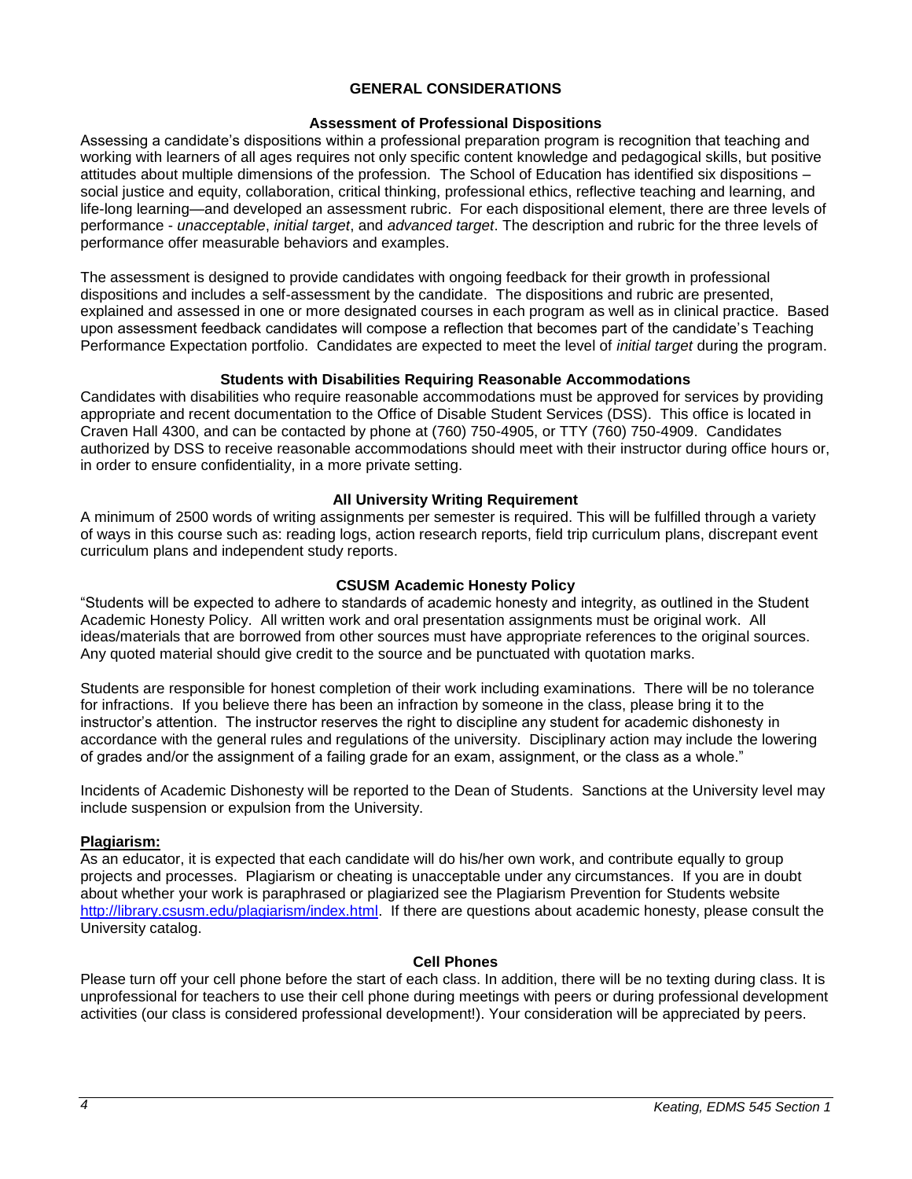## GENERAL CONSIDERATIONS

### Assessment of Professional Dispositions

Assessing a candidate's dispositions within a professional preparation program is recognition that teaching and working with learners of all ages requires not only specific content knowledge and pedagogical skills, but positive attitudes about multiple dimensions of the profession. The School of Education has identified six dispositions – social justice and equity, collaboration, critical thinking, professional ethics, reflective teaching and learning, and life-long learning—and developed an assessment rubric. For each dispositional element, there are three levels of performance - *unacceptable*, *initial target*, and *advanced target*. The description and rubric for the three levels of performance offer measurable behaviors and examples.

The assessment is designed to provide candidates with ongoing feedback for their growth in professional dispositions and includes a self-assessment by the candidate. The dispositions and rubric are presented, explained and assessed in one or more designated courses in each program as well as in clinical practice. Based upon assessment feedback candidates will compose a reflection that becomes part of the candidate's Teaching Performance Expectation portfolio. Candidates are expected to meet the level of *initial target* during the program.

### Students with Disabilities Requiring Reasonable Accommodations

Candidates with disabilities who require reasonable accommodations must be approved for services by providing appropriate and recent documentation to the Office of Disable Student Services (DSS). This office is located in Craven Hall 4300, and can be contacted by phone at (760) 750-4905, or TTY (760) 750-4909. Candidates authorized by DSS to receive reasonable accommodations should meet with their instructor during office hours or, in order to ensure confidentiality, in a more private setting.

### All University Writing Requirement

A minimum of 2500 words of writing assignments per semester is required. This will be fulfilled through a variety of ways in this course such as: reading logs, action research reports, field trip curriculum plans, discrepant event curriculum plans and independent study reports.

### CSUSM Academic Honesty Policy

"Students will be expected to adhere to standards of academic honesty and integrity, as outlined in the Student Academic Honesty Policy. All written work and oral presentation assignments must be original work. All ideas/materials that are borrowed from other sources must have appropriate references to the original sources. Any quoted material should give credit to the source and be punctuated with quotation marks.

Students are responsible for honest completion of their work including examinations. There will be no tolerance for infractions. If you believe there has been an infraction by someone in the class, please bring it to the instructor's attention. The instructor reserves the right to discipline any student for academic dishonesty in accordance with the general rules and regulations of the university. Disciplinary action may include the lowering of grades and/or the assignment of a failing grade for an exam, assignment, or the class as a whole."

Incidents of Academic Dishonesty will be reported to the Dean of Students. Sanctions at the University level may include suspension or expulsion from the University.

**Plagiarism:**

As an educator, it is expected that each candidate will do his/her own work, and contribute equally to group projects and processes. Plagiarism or cheating is unacceptable under any circumstances. If you are in doubt about whether your work is paraphrased or plagiarized see the Plagiarism Prevention for Students website http://library.csusm.edu/plagiarism/index.html. If there are questions about academic honesty, please consult the University catalog.

### Cell Phones

Please turn off your cell phone before the start of each class. In addition, there will be no texting during class. It is unprofessional for teachers to use their cell phone during meetings with peers or during professional development activities (our class is considered professional development!). Your consideration will be appreciated by peers.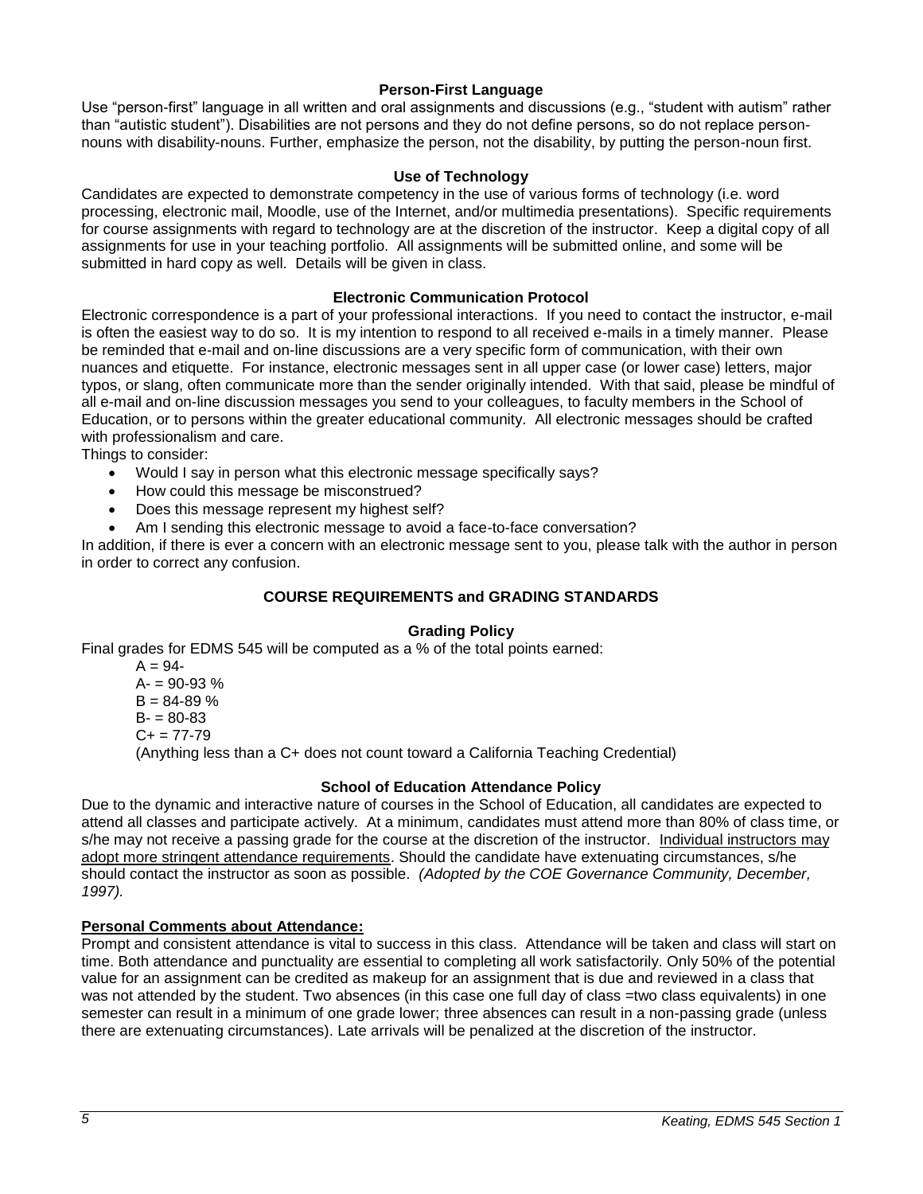### Person-First Language

Use "person-first" language in all written and oral assignments and discussions (e.g., "student with autism" rather than "autistic student"). Disabilities are not persons and they do not define persons, so do not replace person-nouns with disability-nouns. Further, emphasize the person, not the disability, by putting the person-noun first.

### Use of Technology

Candidates are expected to demonstrate competency in the use of various forms of technology (i.e. word processing, electronic mail, Moodle, use of the Internet, and/or multimedia presentations). Specific requirements for course assignments with regard to technology are at the discretion of the instructor. Keep a digital copy of all assignments for use in your teaching portfolio. All assignments will be submitted online, and some will be submitted in hard copy as well. Details will be given in class.

### Electronic Communication Protocol

Electronic correspondence is a part of your professional interactions. If you need to contact the instructor, e-mail is often the easiest way to do so. It is my intention to respond to all received e-mails in a timely manner. Please be reminded that e-mail and on-line discussions are a very specific form of communication, with their own nuances and etiquette. For instance, electronic messages sent in all upper case (or lower case) letters, major typos, or slang, often communicate more than the sender originally intended. With that said, please be mindful of all e-mail and on-line discussion messages you send to your colleagues, to faculty members in the School of Education, or to persons within the greater educational community. All electronic messages should be crafted with professionalism and care.

Things to consider:

- Would I say in person what this electronic message specifically says?
- How could this message be misconstrued?
- Does this message represent my highest self?
- Am I sending this electronic message to avoid a face-to-face conversation?

In addition, if there is ever a concern with an electronic message sent to you, please talk with the author in person in order to correct any confusion.

## COURSE REQUIREMENTS and GRADING STANDARDS

### Grading Policy

Final grades for EDMS 545 will be computed as a % of the total points earned:

A = 94-
A- = 90-93 %
B = 84-89 %
B- = 80-83
C+ = 77-79
(Anything less than a C+ does not count toward a California Teaching Credential)

### School of Education Attendance Policy

Due to the dynamic and interactive nature of courses in the School of Education, all candidates are expected to attend all classes and participate actively. At a minimum, candidates must attend more than 80% of class time, or s/he may not receive a passing grade for the course at the discretion of the instructor. Individual instructors may adopt more stringent attendance requirements. Should the candidate have extenuating circumstances, s/he should contact the instructor as soon as possible. *(Adopted by the COE Governance Community, December, 1997).*

**Personal Comments about Attendance:**

Prompt and consistent attendance is vital to success in this class. Attendance will be taken and class will start on time. Both attendance and punctuality are essential to completing all work satisfactorily. Only 50% of the potential value for an assignment can be credited as makeup for an assignment that is due and reviewed in a class that was not attended by the student. Two absences (in this case one full day of class =two class equivalents) in one semester can result in a minimum of one grade lower; three absences can result in a non-passing grade (unless there are extenuating circumstances). Late arrivals will be penalized at the discretion of the instructor.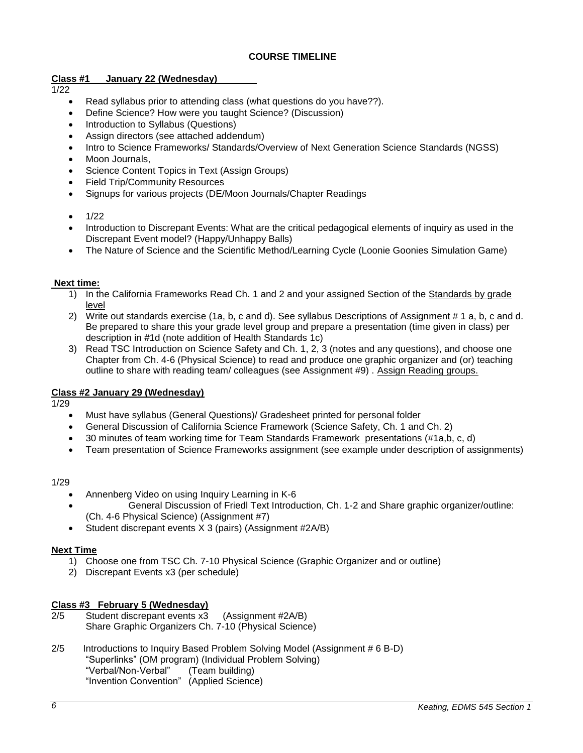## COURSE TIMELINE

**Class #1 January 22 (Wednesday)**

1/22

- Read syllabus prior to attending class (what questions do you have??).
- Define Science? How were you taught Science? (Discussion)
- Introduction to Syllabus (Questions)
- Assign directors (see attached addendum)
- Intro to Science Frameworks/ Standards/Overview of Next Generation Science Standards (NGSS)
- Moon Journals,
- Science Content Topics in Text (Assign Groups)
- Field Trip/Community Resources
- Signups for various projects (DE/Moon Journals/Chapter Readings)

- 1/22
- Introduction to Discrepant Events: What are the critical pedagogical elements of inquiry as used in the Discrepant Event model? (Happy/Unhappy Balls)
- The Nature of Science and the Scientific Method/Learning Cycle (Loonie Goonies Simulation Game)

**Next time:**

1) In the California Frameworks Read Ch. 1 and 2 and your assigned Section of the Standards by grade level
2) Write out standards exercise (1a, b, c and d). See syllabus Descriptions of Assignment # 1 a, b, c and d. Be prepared to share this your grade level group and prepare a presentation (time given in class) per description in #1d (note addition of Health Standards 1c)
3) Read TSC Introduction on Science Safety and Ch. 1, 2, 3 (notes and any questions), and choose one Chapter from Ch. 4-6 (Physical Science) to read and produce one graphic organizer and (or) teaching outline to share with reading team/ colleagues (see Assignment #9) . Assign Reading groups.

**Class #2 January 29 (Wednesday)**

1/29

- Must have syllabus (General Questions)/ Gradesheet printed for personal folder
- General Discussion of California Science Framework (Science Safety, Ch. 1 and Ch. 2)
- 30 minutes of team working time for Team Standards Framework presentations (#1a,b, c, d)
- Team presentation of Science Frameworks assignment (see example under description of assignments)

1/29

- Annenberg Video on using Inquiry Learning in K-6
- General Discussion of Friedl Text Introduction, Ch. 1-2 and Share graphic organizer/outline: (Ch. 4-6 Physical Science) (Assignment #7)
- Student discrepant events X 3 (pairs) (Assignment #2A/B)

**Next Time**

1) Choose one from TSC Ch. 7-10 Physical Science (Graphic Organizer and or outline)
2) Discrepant Events x3 (per schedule)

**Class #3 February 5 (Wednesday)**

2/5 Student discrepant events x3 (Assignment #2A/B)
Share Graphic Organizers Ch. 7-10 (Physical Science)

2/5 Introductions to Inquiry Based Problem Solving Model (Assignment # 6 B-D)
"Superlinks" (OM program) (Individual Problem Solving)
"Verbal/Non-Verbal" (Team building)
"Invention Convention" (Applied Science)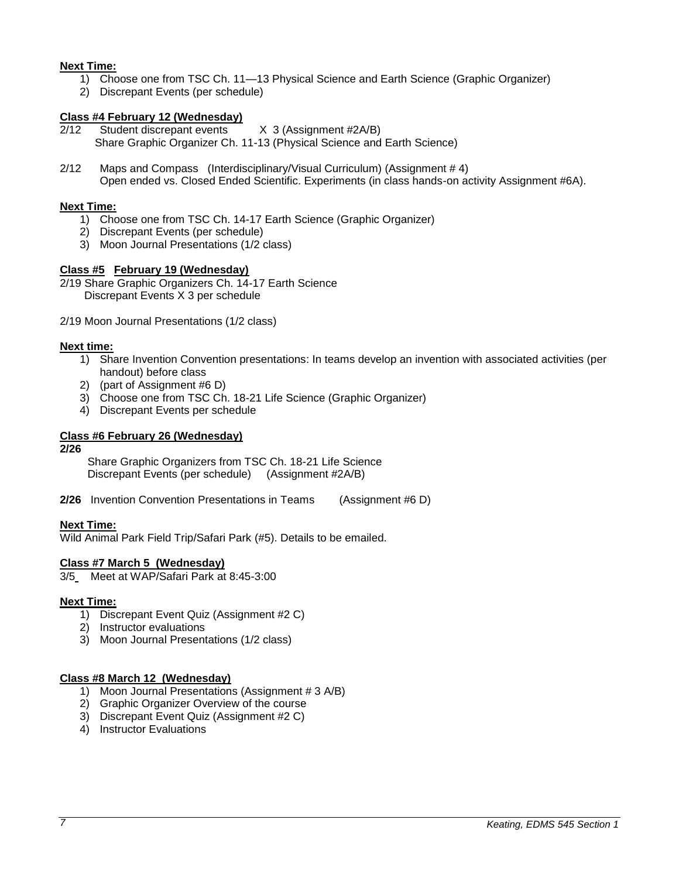**Next Time:**

1) Choose one from TSC Ch. 11—13 Physical Science and Earth Science (Graphic Organizer)
2) Discrepant Events (per schedule)

**Class #4 February 12 (Wednesday)**

2/12 Student discrepant events X 3 (Assignment #2A/B)
Share Graphic Organizer Ch. 11-13 (Physical Science and Earth Science)

2/12 Maps and Compass (Interdisciplinary/Visual Curriculum) (Assignment # 4)
Open ended vs. Closed Ended Scientific. Experiments (in class hands-on activity Assignment #6A).

**Next Time:**

1) Choose one from TSC Ch. 14-17 Earth Science (Graphic Organizer)
2) Discrepant Events (per schedule)
3) Moon Journal Presentations (1/2 class)

**Class #5 February 19 (Wednesday)**

2/19 Share Graphic Organizers Ch. 14-17 Earth Science
Discrepant Events X 3 per schedule

2/19 Moon Journal Presentations (1/2 class)

**Next time:**

1) Share Invention Convention presentations: In teams develop an invention with associated activities (per handout) before class
2) (part of Assignment #6 D)
3) Choose one from TSC Ch. 18-21 Life Science (Graphic Organizer)
4) Discrepant Events per schedule

**Class #6 February 26 (Wednesday)**

**2/26**

Share Graphic Organizers from TSC Ch. 18-21 Life Science
Discrepant Events (per schedule) (Assignment #2A/B)

**2/26** Invention Convention Presentations in Teams (Assignment #6 D)

**Next Time:**

Wild Animal Park Field Trip/Safari Park (#5). Details to be emailed.

**Class #7 March 5 (Wednesday)**

3/5 Meet at WAP/Safari Park at 8:45-3:00

**Next Time:**

1) Discrepant Event Quiz (Assignment #2 C)
2) Instructor evaluations
3) Moon Journal Presentations (1/2 class)

**Class #8 March 12 (Wednesday)**

1) Moon Journal Presentations (Assignment # 3 A/B)
2) Graphic Organizer Overview of the course
3) Discrepant Event Quiz (Assignment #2 C)
4) Instructor Evaluations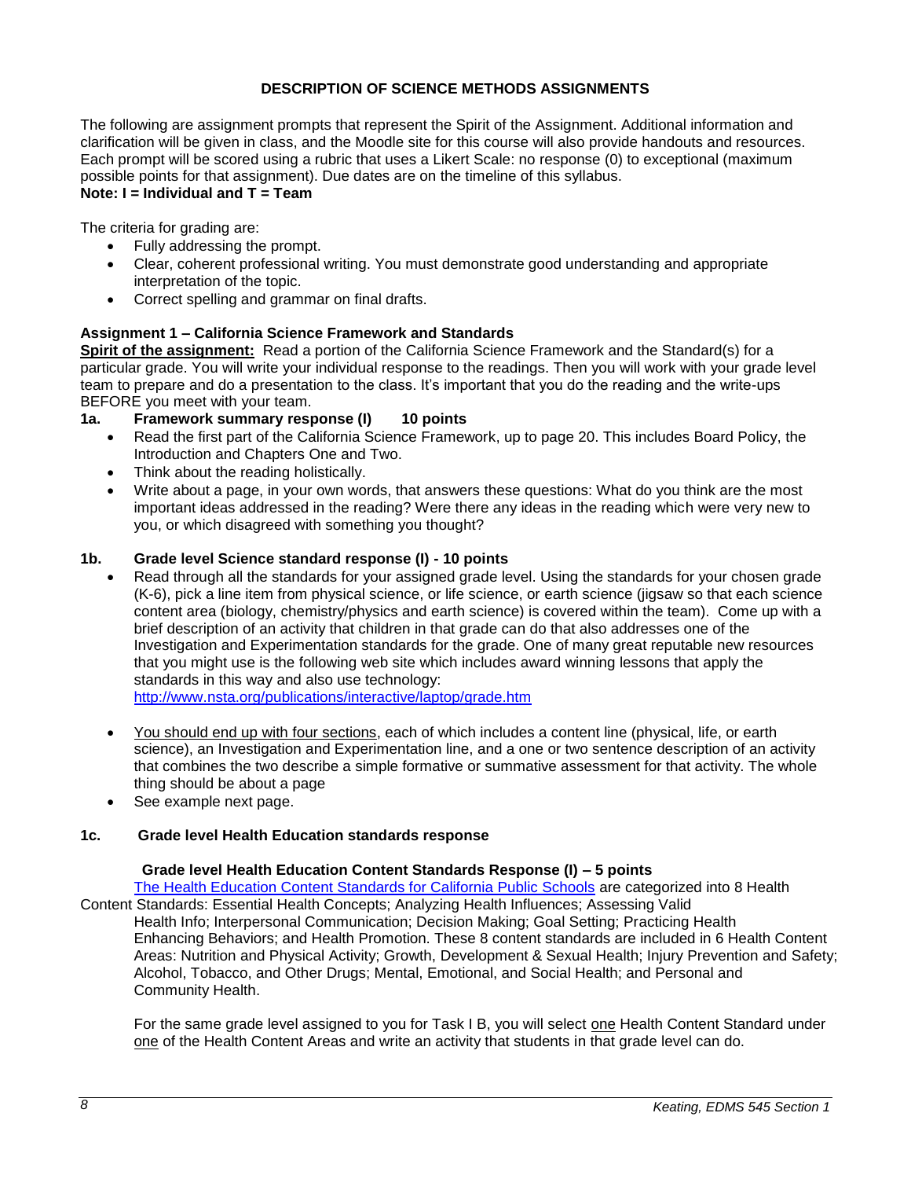## DESCRIPTION OF SCIENCE METHODS ASSIGNMENTS

The following are assignment prompts that represent the Spirit of the Assignment. Additional information and clarification will be given in class, and the Moodle site for this course will also provide handouts and resources. Each prompt will be scored using a rubric that uses a Likert Scale: no response (0) to exceptional (maximum possible points for that assignment). Due dates are on the timeline of this syllabus.

**Note: I = Individual and T = Team**

The criteria for grading are:

- Fully addressing the prompt.
- Clear, coherent professional writing. You must demonstrate good understanding and appropriate interpretation of the topic.
- Correct spelling and grammar on final drafts.

### Assignment 1 – California Science Framework and Standards

**Spirit of the assignment:** Read a portion of the California Science Framework and the Standard(s) for a particular grade. You will write your individual response to the readings. Then you will work with your grade level team to prepare and do a presentation to the class. It's important that you do the reading and the write-ups BEFORE you meet with your team.

**1a. Framework summary response (I) 10 points**

- Read the first part of the California Science Framework, up to page 20. This includes Board Policy, the Introduction and Chapters One and Two.
- Think about the reading holistically.
- Write about a page, in your own words, that answers these questions: What do you think are the most important ideas addressed in the reading? Were there any ideas in the reading which were very new to you, or which disagreed with something you thought?

**1b. Grade level Science standard response (I) - 10 points**

- Read through all the standards for your assigned grade level. Using the standards for your chosen grade (K-6), pick a line item from physical science, or life science, or earth science (jigsaw so that each science content area (biology, chemistry/physics and earth science) is covered within the team). Come up with a brief description of an activity that children in that grade can do that also addresses one of the Investigation and Experimentation standards for the grade. One of many great reputable new resources that you might use is the following web site which includes award winning lessons that apply the standards in this way and also use technology: http://www.nsta.org/publications/interactive/laptop/grade.htm
- You should end up with four sections, each of which includes a content line (physical, life, or earth science), an Investigation and Experimentation line, and a one or two sentence description of an activity that combines the two describe a simple formative or summative assessment for that activity. The whole thing should be about a page
- See example next page.

**1c. Grade level Health Education standards response**

**Grade level Health Education Content Standards Response (I) – 5 points**

The Health Education Content Standards for California Public Schools are categorized into 8 Health Content Standards: Essential Health Concepts; Analyzing Health Influences; Assessing Valid Health Info; Interpersonal Communication; Decision Making; Goal Setting; Practicing Health Enhancing Behaviors; and Health Promotion. These 8 content standards are included in 6 Health Content Areas: Nutrition and Physical Activity; Growth, Development & Sexual Health; Injury Prevention and Safety; Alcohol, Tobacco, and Other Drugs; Mental, Emotional, and Social Health; and Personal and Community Health.

For the same grade level assigned to you for Task I B, you will select one Health Content Standard under one of the Health Content Areas and write an activity that students in that grade level can do.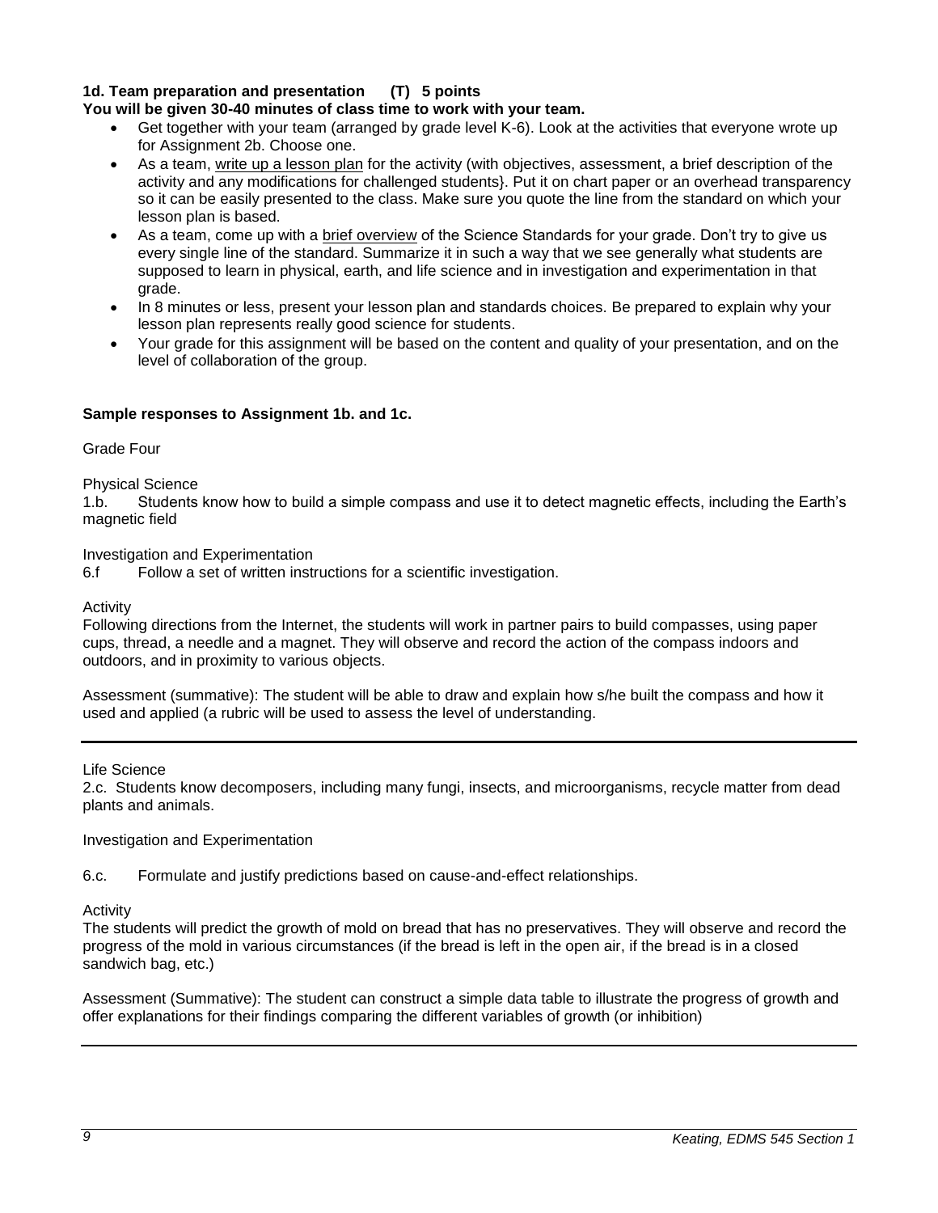**1d. Team preparation and presentation (T) 5 points**

**You will be given 30-40 minutes of class time to work with your team.**

- Get together with your team (arranged by grade level K-6). Look at the activities that everyone wrote up for Assignment 2b. Choose one.
- As a team, <u>write up a lesson plan</u> for the activity (with objectives, assessment, a brief description of the activity and any modifications for challenged students}. Put it on chart paper or an overhead transparency so it can be easily presented to the class. Make sure you quote the line from the standard on which your lesson plan is based.
- As a team, come up with a <u>brief overview</u> of the Science Standards for your grade. Don't try to give us every single line of the standard. Summarize it in such a way that we see generally what students are supposed to learn in physical, earth, and life science and in investigation and experimentation in that grade.
- In 8 minutes or less, present your lesson plan and standards choices. Be prepared to explain why your lesson plan represents really good science for students.
- Your grade for this assignment will be based on the content and quality of your presentation, and on the level of collaboration of the group.

**Sample responses to Assignment 1b. and 1c.**

Grade Four

Physical Science

1.b. Students know how to build a simple compass and use it to detect magnetic effects, including the Earth's magnetic field

Investigation and Experimentation

6.f Follow a set of written instructions for a scientific investigation.

Activity

Following directions from the Internet, the students will work in partner pairs to build compasses, using paper cups, thread, a needle and a magnet. They will observe and record the action of the compass indoors and outdoors, and in proximity to various objects.

Assessment (summative): The student will be able to draw and explain how s/he built the compass and how it used and applied (a rubric will be used to assess the level of understanding.

---

Life Science

2.c. Students know decomposers, including many fungi, insects, and microorganisms, recycle matter from dead plants and animals.

Investigation and Experimentation

6.c. Formulate and justify predictions based on cause-and-effect relationships.

Activity

The students will predict the growth of mold on bread that has no preservatives. They will observe and record the progress of the mold in various circumstances (if the bread is left in the open air, if the bread is in a closed sandwich bag, etc.)

Assessment (Summative): The student can construct a simple data table to illustrate the progress of growth and offer explanations for their findings comparing the different variables of growth (or inhibition)

---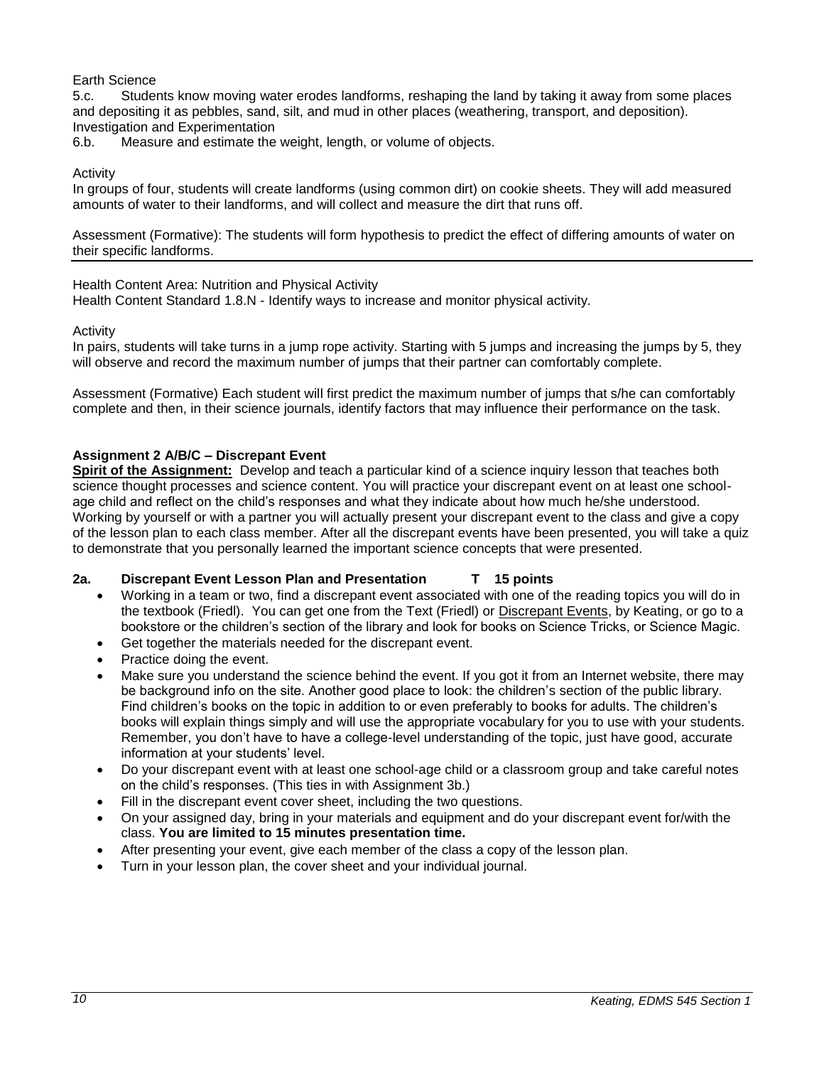Earth Science

5.c. Students know moving water erodes landforms, reshaping the land by taking it away from some places and depositing it as pebbles, sand, silt, and mud in other places (weathering, transport, and deposition).

Investigation and Experimentation

6.b. Measure and estimate the weight, length, or volume of objects.

Activity

In groups of four, students will create landforms (using common dirt) on cookie sheets. They will add measured amounts of water to their landforms, and will collect and measure the dirt that runs off.

Assessment (Formative): The students will form hypothesis to predict the effect of differing amounts of water on their specific landforms.

---

Health Content Area: Nutrition and Physical Activity

Health Content Standard 1.8.N - Identify ways to increase and monitor physical activity.

Activity

In pairs, students will take turns in a jump rope activity. Starting with 5 jumps and increasing the jumps by 5, they will observe and record the maximum number of jumps that their partner can comfortably complete.

Assessment (Formative) Each student will first predict the maximum number of jumps that s/he can comfortably complete and then, in their science journals, identify factors that may influence their performance on the task.

**Assignment 2 A/B/C – Discrepant Event**

**Spirit of the Assignment:** Develop and teach a particular kind of science inquiry lesson that teaches both science thought processes and science content. You will practice your discrepant event on at least one school-age child and reflect on the child's responses and what they indicate about how much he/she understood. Working by yourself or with a partner you will actually present your discrepant event to the class and give a copy of the lesson plan to each class member. After all the discrepant events have been presented, you will take a quiz to demonstrate that you personally learned the important science concepts that were presented.

**2a. Discrepant Event Lesson Plan and Presentation T 15 points**

- Working in a team or two, find a discrepant event associated with one of the reading topics you will do in the textbook (Friedl). You can get one from the Text (Friedl) or Discrepant Events, by Keating, or go to a bookstore or the children's section of the library and look for books on Science Tricks, or Science Magic.
- Get together the materials needed for the discrepant event.
- Practice doing the event.
- Make sure you understand the science behind the event. If you got it from an Internet website, there may be background info on the site. Another good place to look: the children's section of the public library. Find children's books on the topic in addition to or even preferably to books for adults. The children's books will explain things simply and will use the appropriate vocabulary for you to use with your students. Remember, you don't have to have a college-level understanding of the topic, just have good, accurate information at your students' level.
- Do your discrepant event with at least one school-age child or a classroom group and take careful notes on the child's responses. (This ties in with Assignment 3b.)
- Fill in the discrepant event cover sheet, including the two questions.
- On your assigned day, bring in your materials and equipment and do your discrepant event for/with the class. **You are limited to 15 minutes presentation time.**
- After presenting your event, give each member of the class a copy of the lesson plan.
- Turn in your lesson plan, the cover sheet and your individual journal.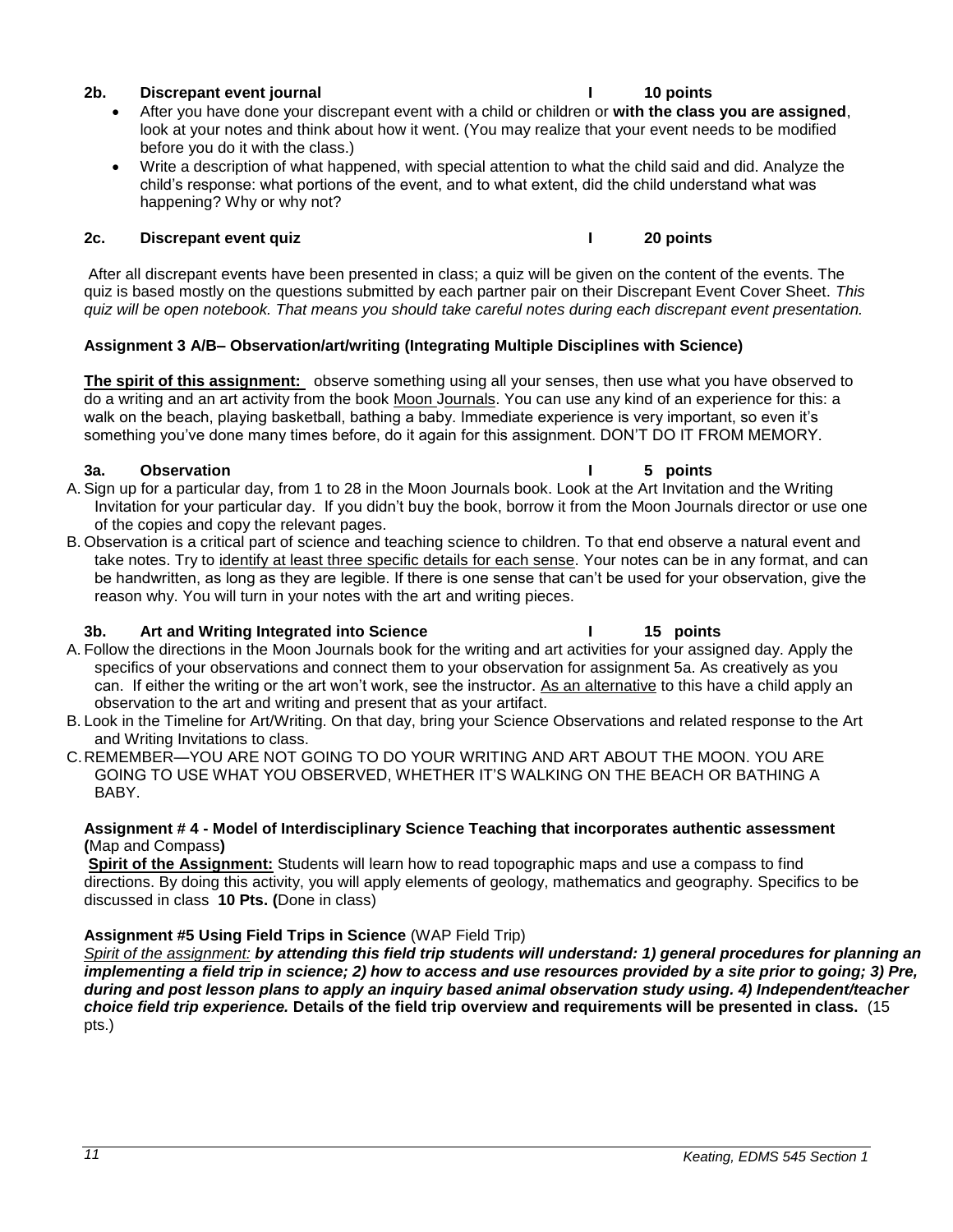**2b. Discrepant event journal I 10 points**

- After you have done your discrepant event with a child or children or **with the class you are assigned**, look at your notes and think about how it went. (You may realize that your event needs to be modified before you do it with the class.)
- Write a description of what happened, with special attention to what the child said and did. Analyze the child's response: what portions of the event, and to what extent, did the child understand what was happening? Why or why not?

**2c. Discrepant event quiz I 20 points**

After all discrepant events have been presented in class; a quiz will be given on the content of the events. The quiz is based mostly on the questions submitted by each partner pair on their Discrepant Event Cover Sheet. *This quiz will be open notebook. That means you should take careful notes during each discrepant event presentation.*

**Assignment 3 A/B– Observation/art/writing (Integrating Multiple Disciplines with Science)**

**The spirit of this assignment:** observe something using all your senses, then use what you have observed to do a writing and an art activity from the book Moon Journals. You can use any kind of an experience for this: a walk on the beach, playing basketball, bathing a baby. Immediate experience is very important, so even it's something you've done many times before, do it again for this assignment. DON'T DO IT FROM MEMORY.

**3a. Observation I 5 points**

A. Sign up for a particular day, from 1 to 28 in the Moon Journals book. Look at the Art Invitation and the Writing Invitation for your particular day. If you didn't buy the book, borrow it from the Moon Journals director or use one of the copies and copy the relevant pages.

B. Observation is a critical part of science and teaching science to children. To that end observe a natural event and take notes. Try to identify at least three specific details for each sense. Your notes can be in any format, and can be handwritten, as long as they are legible. If there is one sense that can't be used for your observation, give the reason why. You will turn in your notes with the art and writing pieces.

**3b. Art and Writing Integrated into Science I 15 points**

A. Follow the directions in the Moon Journals book for the writing and art activities for your assigned day. Apply the specifics of your observations and connect them to your observation for assignment 5a. As creatively as you can. If either the writing or the art won't work, see the instructor. As an alternative to this have a child apply an observation to the art and writing and present that as your artifact.

B. Look in the Timeline for Art/Writing. On that day, bring your Science Observations and related response to the Art and Writing Invitations to class.

C. REMEMBER—YOU ARE NOT GOING TO DO YOUR WRITING AND ART ABOUT THE MOON. YOU ARE GOING TO USE WHAT YOU OBSERVED, WHETHER IT'S WALKING ON THE BEACH OR BATHING A BABY.

**Assignment # 4 - Model of Interdisciplinary Science Teaching that incorporates authentic assessment (**Map and Compass**)**

**Spirit of the Assignment:** Students will learn how to read topographic maps and use a compass to find directions. By doing this activity, you will apply elements of geology, mathematics and geography. Specifics to be discussed in class **10 Pts. (**Done in class)

**Assignment #5 Using Field Trips in Science** (WAP Field Trip)

*Spirit of the assignment:* ***by attending this field trip students will understand: 1) general procedures for planning an implementing a field trip in science; 2) how to access and use resources provided by a site prior to going; 3) Pre, during and post lesson plans to apply an inquiry based animal observation study using. 4) Independent/teacher choice field trip experience.*** **Details of the field trip overview and requirements will be presented in class.** (15 pts.)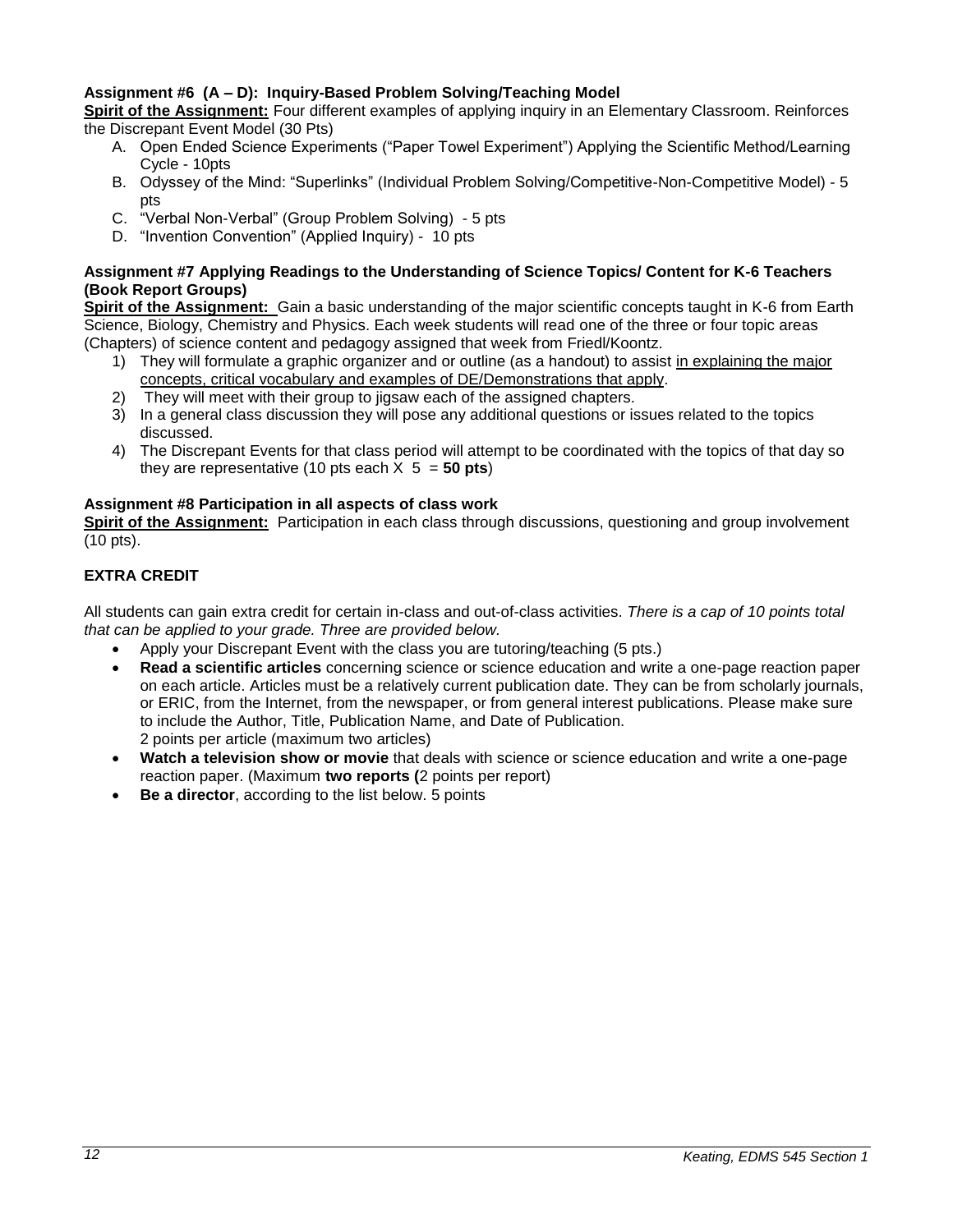**Assignment #6 (A – D): Inquiry-Based Problem Solving/Teaching Model**

**Spirit of the Assignment:** Four different examples of applying inquiry in an Elementary Classroom. Reinforces the Discrepant Event Model (30 Pts)

A. Open Ended Science Experiments ("Paper Towel Experiment") Applying the Scientific Method/Learning Cycle - 10pts
B. Odyssey of the Mind: "Superlinks" (Individual Problem Solving/Competitive-Non-Competitive Model) - 5 pts
C. "Verbal Non-Verbal" (Group Problem Solving) - 5 pts
D. "Invention Convention" (Applied Inquiry) - 10 pts

**Assignment #7 Applying Readings to the Understanding of Science Topics/ Content for K-6 Teachers (Book Report Groups)**

**Spirit of the Assignment:** Gain a basic understanding of the major scientific concepts taught in K-6 from Earth Science, Biology, Chemistry and Physics. Each week students will read one of the three or four topic areas (Chapters) of science content and pedagogy assigned that week from Friedl/Koontz.

1) They will formulate a graphic organizer and or outline (as a handout) to assist in explaining the major concepts, critical vocabulary and examples of DE/Demonstrations that apply.
2) They will meet with their group to jigsaw each of the assigned chapters.
3) In a general class discussion they will pose any additional questions or issues related to the topics discussed.
4) The Discrepant Events for that class period will attempt to be coordinated with the topics of that day so they are representative (10 pts each X 5 = **50 pts**)

**Assignment #8 Participation in all aspects of class work**

**Spirit of the Assignment:** Participation in each class through discussions, questioning and group involvement (10 pts).

**EXTRA CREDIT**

All students can gain extra credit for certain in-class and out-of-class activities. *There is a cap of 10 points total that can be applied to your grade. Three are provided below.*

- Apply your Discrepant Event with the class you are tutoring/teaching (5 pts.)
- **Read a scientific articles** concerning science or science education and write a one-page reaction paper on each article. Articles must be a relatively current publication date. They can be from scholarly journals, or ERIC, from the Internet, from the newspaper, or from general interest publications. Please make sure to include the Author, Title, Publication Name, and Date of Publication.
  2 points per article (maximum two articles)
- **Watch a television show or movie** that deals with science or science education and write a one-page reaction paper. (Maximum **two reports (**2 points per report)
- **Be a director**, according to the list below. 5 points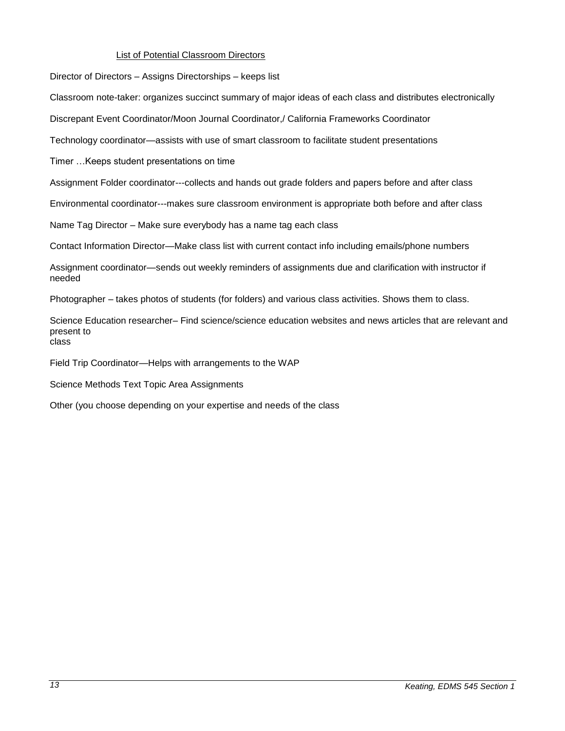<u>List of Potential Classroom Directors</u>

Director of Directors – Assigns Directorships – keeps list

Classroom note-taker: organizes succinct summary of major ideas of each class and distributes electronically

Discrepant Event Coordinator/Moon Journal Coordinator,/ California Frameworks Coordinator

Technology coordinator—assists with use of smart classroom to facilitate student presentations

Timer …Keeps student presentations on time

Assignment Folder coordinator---collects and hands out grade folders and papers before and after class

Environmental coordinator---makes sure classroom environment is appropriate both before and after class

Name Tag Director – Make sure everybody has a name tag each class

Contact Information Director—Make class list with current contact info including emails/phone numbers

Assignment coordinator—sends out weekly reminders of assignments due and clarification with instructor if needed

Photographer – takes photos of students (for folders) and various class activities. Shows them to class.

Science Education researcher– Find science/science education websites and news articles that are relevant and present to class

Field Trip Coordinator—Helps with arrangements to the WAP

Science Methods Text Topic Area Assignments

Other (you choose depending on your expertise and needs of the class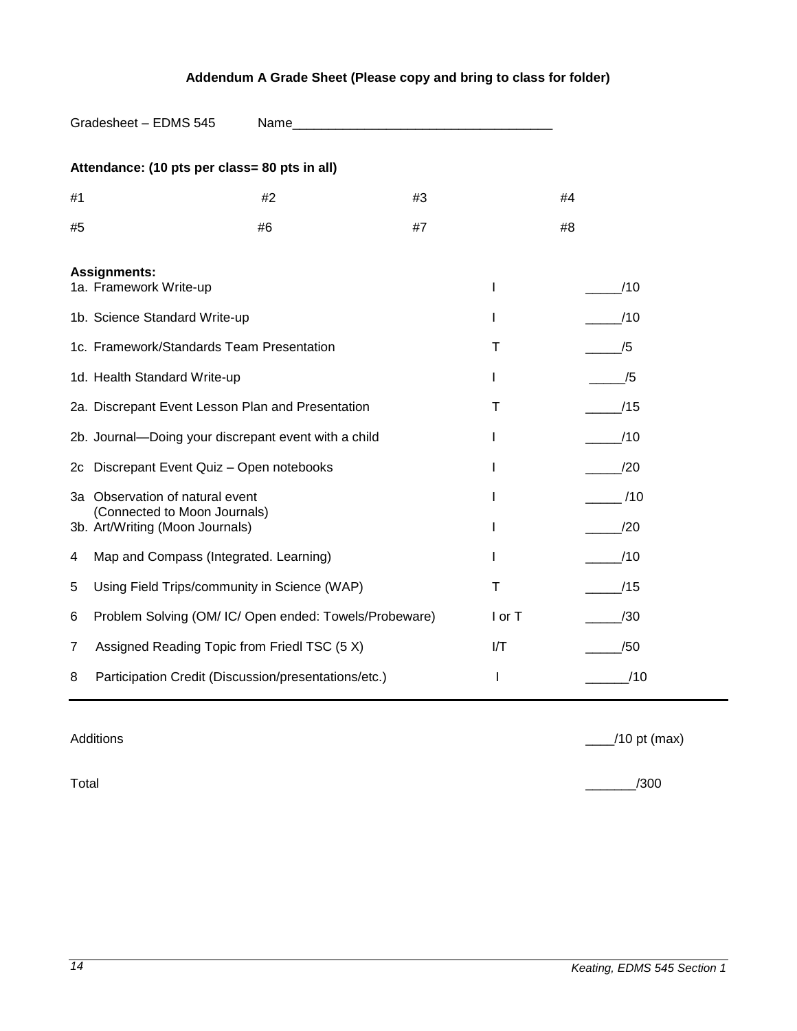**Addendum A Grade Sheet (Please copy and bring to class for folder)**

Gradesheet – EDMS 545    Name___________________________________

**Attendance: (10 pts per class= 80 pts in all)**

| #1 | #2 | #3 | #4 |
|---|---|---|---|
| #5 | #6 | #7 | #8 |

**Assignments:**

| Assignment | | Points |
|---|---|---|
| 1a. Framework Write-up | I | _____/10 |
| 1b. Science Standard Write-up | I | _____/10 |
| 1c. Framework/Standards Team Presentation | T | _____/5 |
| 1d. Health Standard Write-up | I | _____/5 |
| 2a. Discrepant Event Lesson Plan and Presentation | T | _____/15 |
| 2b. Journal—Doing your discrepant event with a child | I | _____/10 |
| 2c Discrepant Event Quiz – Open notebooks | I | _____/20 |
| 3a Observation of natural event (Connected to Moon Journals) | I | _____ /10 |
| 3b. Art/Writing (Moon Journals) | I | _____/20 |
| 4 Map and Compass (Integrated. Learning) | I | _____/10 |
| 5 Using Field Trips/community in Science (WAP) | T | _____/15 |
| 6 Problem Solving (OM/ IC/ Open ended: Towels/Probeware) | I or T | _____/30 |
| 7 Assigned Reading Topic from Friedl TSC (5 X) | I/T | _____/50 |
| 8 Participation Credit (Discussion/presentations/etc.) | I | ______/10 |

Additions ____/10 pt (max)

Total _______/300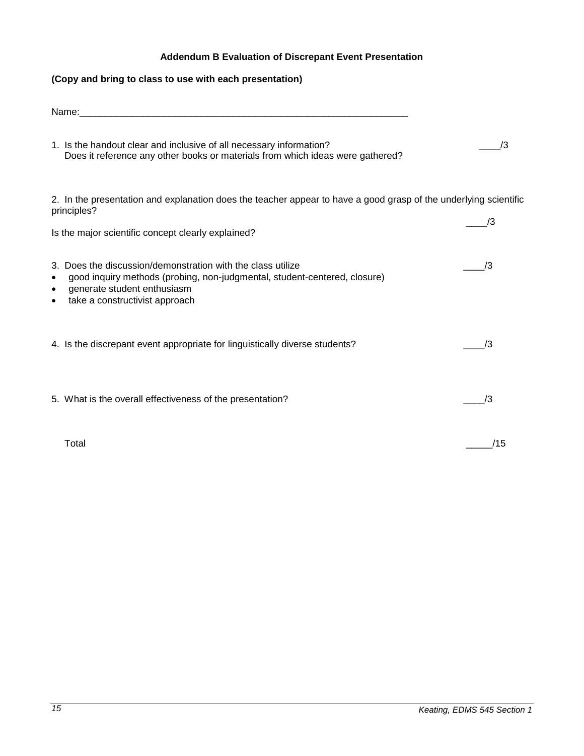**Addendum B Evaluation of Discrepant Event Presentation**

**(Copy and bring to class to use with each presentation)**

Name:_________________________________________________________________

1. Is the handout clear and inclusive of all necessary information? ____/3
   Does it reference any other books or materials from which ideas were gathered?

2. In the presentation and explanation does the teacher appear to have a good grasp of the underlying scientific principles?

   Is the major scientific concept clearly explained? ____/3

3. Does the discussion/demonstration with the class utilize ____/3

- good inquiry methods (probing, non-judgmental, student-centered, closure)
- generate student enthusiasm
- take a constructivist approach

4. Is the discrepant event appropriate for linguistically diverse students? ____/3

5. What is the overall effectiveness of the presentation? ____/3

Total _____/15